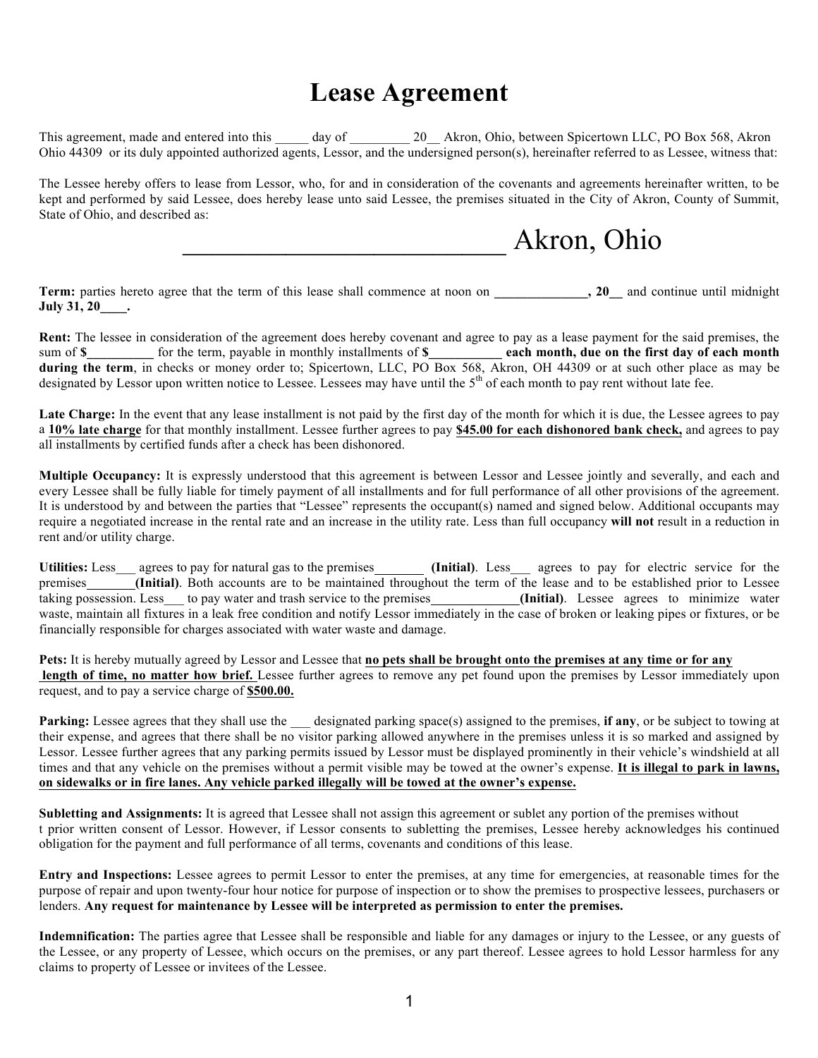# Lease Agreement

This agreement, made and entered into this _____ day of _________ 20__ Akron, Ohio, between Spicertown LLC, PO Box 568, Akron Ohio 44309 or its duly appointed authorized agents, Lessor, and the undersigned person(s), hereinafter referred to as Lessee, witness that:

The Lessee hereby offers to lease from Lessor, who, for and in consideration of the covenants and agreements hereinafter written, to be kept and performed by said Lessee, does hereby lease unto said Lessee, the premises situated in the City of Akron, County of Summit, State of Ohio, and described as:

## ____________________________ Akron, Ohio

**Term:** parties hereto agree that the term of this lease shall commence at noon on **______________, 20__** and continue until midnight **July 31, 20____.**

**Rent:** The lessee in consideration of the agreement does hereby covenant and agree to pay as a lease payment for the said premises, the sum of **$__________** for the term, payable in monthly installments of **$___________ each month, due on the first day of each month during the term**, in checks or money order to; Spicertown, LLC, PO Box 568, Akron, OH 44309 or at such other place as may be designated by Lessor upon written notice to Lessee. Lessees may have until the 5th of each month to pay rent without late fee.

**Late Charge:** In the event that any lease installment is not paid by the first day of the month for which it is due, the Lessee agrees to pay a **10% late charge** for that monthly installment. Lessee further agrees to pay **$45.00 for each dishonored bank check,** and agrees to pay all installments by certified funds after a check has been dishonored.

**Multiple Occupancy:** It is expressly understood that this agreement is between Lessor and Lessee jointly and severally, and each and every Lessee shall be fully liable for timely payment of all installments and for full performance of all other provisions of the agreement. It is understood by and between the parties that "Lessee" represents the occupant(s) named and signed below. Additional occupants may require a negotiated increase in the rental rate and an increase in the utility rate. Less than full occupancy **will not** result in a reduction in rent and/or utility charge.

**Utilities:** Less___ agrees to pay for natural gas to the premises________ **(Initial)**. Less___ agrees to pay for electric service for the premises_______**(Initial)**. Both accounts are to be maintained throughout the term of the lease and to be established prior to Lessee taking possession. Less___ to pay water and trash service to the premises_____________**(Initial)**. Lessee agrees to minimize water waste, maintain all fixtures in a leak free condition and notify Lessor immediately in the case of broken or leaking pipes or fixtures, or be financially responsible for charges associated with water waste and damage.

**Pets:** It is hereby mutually agreed by Lessor and Lessee that **no pets shall be brought onto the premises at any time or for any length of time, no matter how brief.** Lessee further agrees to remove any pet found upon the premises by Lessor immediately upon request, and to pay a service charge of **$500.00.**

**Parking:** Lessee agrees that they shall use the ___ designated parking space(s) assigned to the premises, **if any**, or be subject to towing at their expense, and agrees that there shall be no visitor parking allowed anywhere in the premises unless it is so marked and assigned by Lessor. Lessee further agrees that any parking permits issued by Lessor must be displayed prominently in their vehicle's windshield at all times and that any vehicle on the premises without a permit visible may be towed at the owner's expense. **It is illegal to park in lawns, on sidewalks or in fire lanes. Any vehicle parked illegally will be towed at the owner's expense.**

**Subletting and Assignments:** It is agreed that Lessee shall not assign this agreement or sublet any portion of the premises without t prior written consent of Lessor. However, if Lessor consents to subletting the premises, Lessee hereby acknowledges his continued obligation for the payment and full performance of all terms, covenants and conditions of this lease.

**Entry and Inspections:** Lessee agrees to permit Lessor to enter the premises, at any time for emergencies, at reasonable times for the purpose of repair and upon twenty-four hour notice for purpose of inspection or to show the premises to prospective lessees, purchasers or lenders. **Any request for maintenance by Lessee will be interpreted as permission to enter the premises.**

**Indemnification:** The parties agree that Lessee shall be responsible and liable for any damages or injury to the Lessee, or any guests of the Lessee, or any property of Lessee, which occurs on the premises, or any part thereof. Lessee agrees to hold Lessor harmless for any claims to property of Lessee or invitees of the Lessee.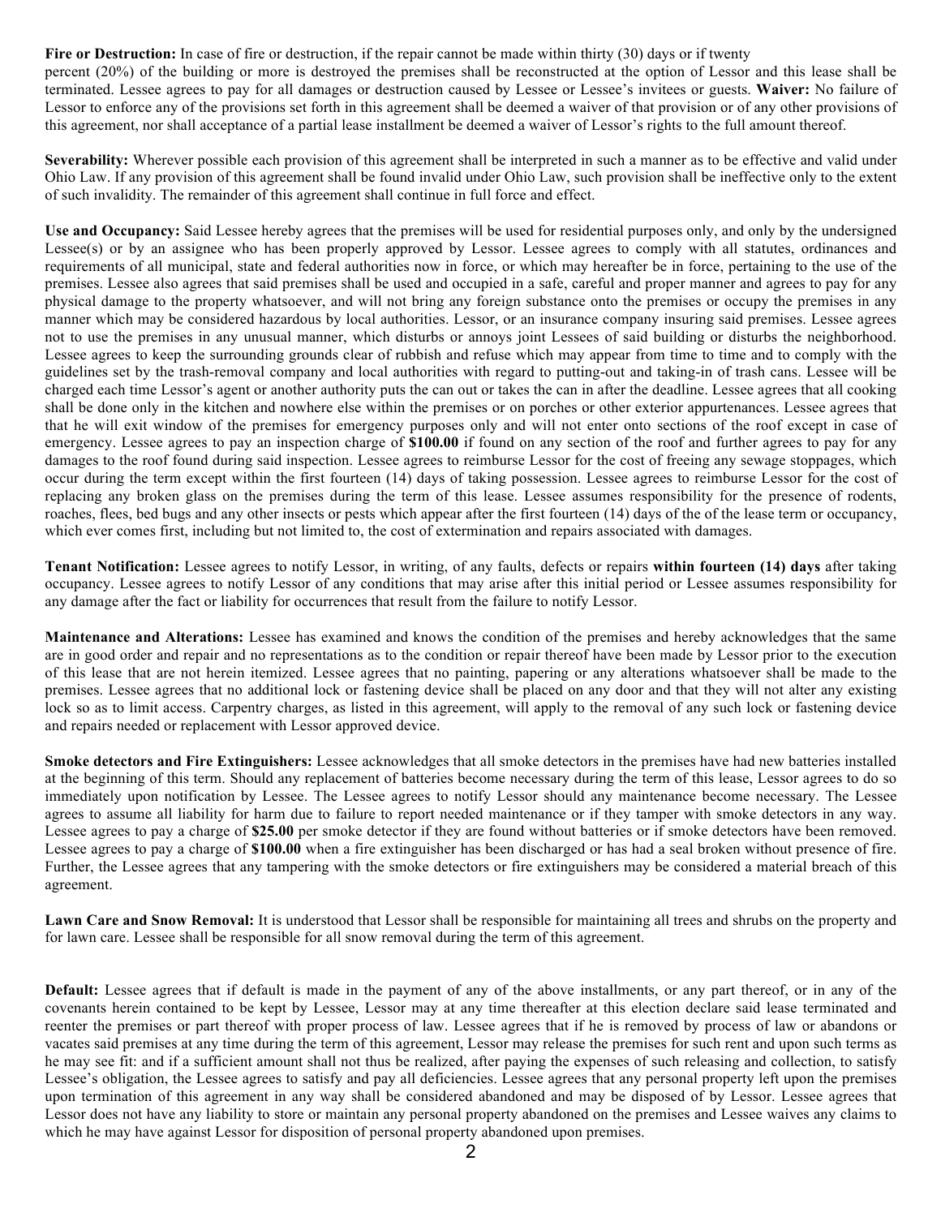**Fire or Destruction:** In case of fire or destruction, if the repair cannot be made within thirty (30) days or if twenty percent (20%) of the building or more is destroyed the premises shall be reconstructed at the option of Lessor and this lease shall be terminated. Lessee agrees to pay for all damages or destruction caused by Lessee or Lessee's invitees or guests. **Waiver:** No failure of Lessor to enforce any of the provisions set forth in this agreement shall be deemed a waiver of that provision or of any other provisions of this agreement, nor shall acceptance of a partial lease installment be deemed a waiver of Lessor's rights to the full amount thereof.

**Severability:** Wherever possible each provision of this agreement shall be interpreted in such a manner as to be effective and valid under Ohio Law. If any provision of this agreement shall be found invalid under Ohio Law, such provision shall be ineffective only to the extent of such invalidity. The remainder of this agreement shall continue in full force and effect.

**Use and Occupancy:** Said Lessee hereby agrees that the premises will be used for residential purposes only, and only by the undersigned Lessee(s) or by an assignee who has been properly approved by Lessor. Lessee agrees to comply with all statutes, ordinances and requirements of all municipal, state and federal authorities now in force, or which may hereafter be in force, pertaining to the use of the premises. Lessee also agrees that said premises shall be used and occupied in a safe, careful and proper manner and agrees to pay for any physical damage to the property whatsoever, and will not bring any foreign substance onto the premises or occupy the premises in any manner which may be considered hazardous by local authorities. Lessor, or an insurance company insuring said premises. Lessee agrees not to use the premises in any unusual manner, which disturbs or annoys joint Lessees of said building or disturbs the neighborhood. Lessee agrees to keep the surrounding grounds clear of rubbish and refuse which may appear from time to time and to comply with the guidelines set by the trash-removal company and local authorities with regard to putting-out and taking-in of trash cans. Lessee will be charged each time Lessor's agent or another authority puts the can out or takes the can in after the deadline. Lessee agrees that all cooking shall be done only in the kitchen and nowhere else within the premises or on porches or other exterior appurtenances. Lessee agrees that that he will exit window of the premises for emergency purposes only and will not enter onto sections of the roof except in case of emergency. Lessee agrees to pay an inspection charge of **$100.00** if found on any section of the roof and further agrees to pay for any damages to the roof found during said inspection. Lessee agrees to reimburse Lessor for the cost of freeing any sewage stoppages, which occur during the term except within the first fourteen (14) days of taking possession. Lessee agrees to reimburse Lessor for the cost of replacing any broken glass on the premises during the term of this lease. Lessee assumes responsibility for the presence of rodents, roaches, flees, bed bugs and any other insects or pests which appear after the first fourteen (14) days of the of the lease term or occupancy, which ever comes first, including but not limited to, the cost of extermination and repairs associated with damages.

**Tenant Notification:** Lessee agrees to notify Lessor, in writing, of any faults, defects or repairs **within fourteen (14) days** after taking occupancy. Lessee agrees to notify Lessor of any conditions that may arise after this initial period or Lessee assumes responsibility for any damage after the fact or liability for occurrences that result from the failure to notify Lessor.

**Maintenance and Alterations:** Lessee has examined and knows the condition of the premises and hereby acknowledges that the same are in good order and repair and no representations as to the condition or repair thereof have been made by Lessor prior to the execution of this lease that are not herein itemized. Lessee agrees that no painting, papering or any alterations whatsoever shall be made to the premises. Lessee agrees that no additional lock or fastening device shall be placed on any door and that they will not alter any existing lock so as to limit access. Carpentry charges, as listed in this agreement, will apply to the removal of any such lock or fastening device and repairs needed or replacement with Lessor approved device.

**Smoke detectors and Fire Extinguishers:** Lessee acknowledges that all smoke detectors in the premises have had new batteries installed at the beginning of this term. Should any replacement of batteries become necessary during the term of this lease, Lessor agrees to do so immediately upon notification by Lessee. The Lessee agrees to notify Lessor should any maintenance become necessary. The Lessee agrees to assume all liability for harm due to failure to report needed maintenance or if they tamper with smoke detectors in any way. Lessee agrees to pay a charge of **$25.00** per smoke detector if they are found without batteries or if smoke detectors have been removed. Lessee agrees to pay a charge of **$100.00** when a fire extinguisher has been discharged or has had a seal broken without presence of fire. Further, the Lessee agrees that any tampering with the smoke detectors or fire extinguishers may be considered a material breach of this agreement.

**Lawn Care and Snow Removal:** It is understood that Lessor shall be responsible for maintaining all trees and shrubs on the property and for lawn care. Lessee shall be responsible for all snow removal during the term of this agreement.

**Default:** Lessee agrees that if default is made in the payment of any of the above installments, or any part thereof, or in any of the covenants herein contained to be kept by Lessee, Lessor may at any time thereafter at this election declare said lease terminated and reenter the premises or part thereof with proper process of law. Lessee agrees that if he is removed by process of law or abandons or vacates said premises at any time during the term of this agreement, Lessor may release the premises for such rent and upon such terms as he may see fit: and if a sufficient amount shall not thus be realized, after paying the expenses of such releasing and collection, to satisfy Lessee's obligation, the Lessee agrees to satisfy and pay all deficiencies. Lessee agrees that any personal property left upon the premises upon termination of this agreement in any way shall be considered abandoned and may be disposed of by Lessor. Lessee agrees that Lessor does not have any liability to store or maintain any personal property abandoned on the premises and Lessee waives any claims to which he may have against Lessor for disposition of personal property abandoned upon premises.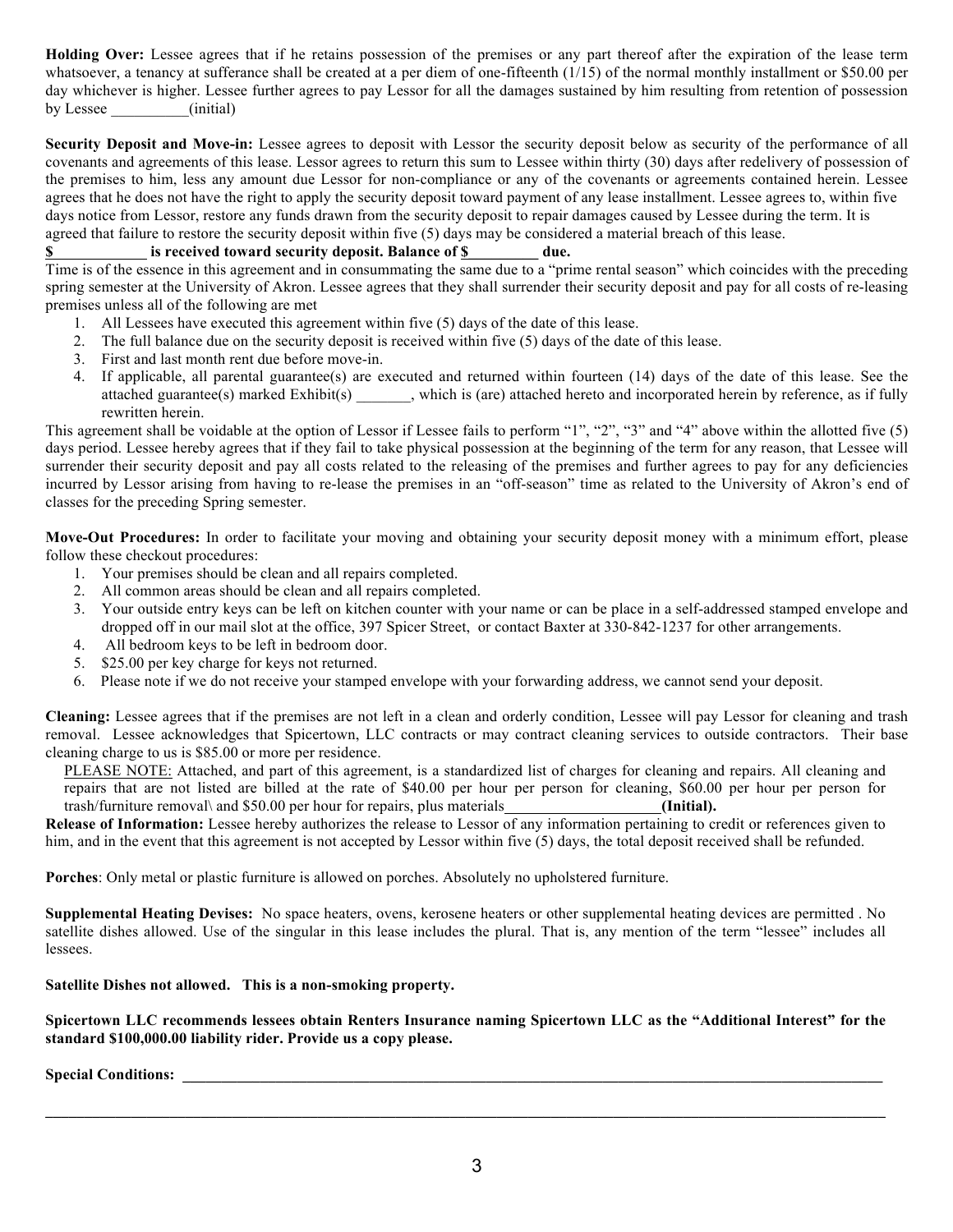**Holding Over:** Lessee agrees that if he retains possession of the premises or any part thereof after the expiration of the lease term whatsoever, a tenancy at sufferance shall be created at a per diem of one-fifteenth (1/15) of the normal monthly installment or $50.00 per day whichever is higher. Lessee further agrees to pay Lessor for all the damages sustained by him resulting from retention of possession by Lessee __________(initial)

**Security Deposit and Move-in:** Lessee agrees to deposit with Lessor the security deposit below as security of the performance of all covenants and agreements of this lease. Lessor agrees to return this sum to Lessee within thirty (30) days after redelivery of possession of the premises to him, less any amount due Lessor for non-compliance or any of the covenants or agreements contained herein. Lessee agrees that he does not have the right to apply the security deposit toward payment of any lease installment. Lessee agrees to, within five days notice from Lessor, restore any funds drawn from the security deposit to repair damages caused by Lessee during the term. It is agreed that failure to restore the security deposit within five (5) days may be considered a material breach of this lease.

**$____________ is received toward security deposit. Balance of $_________ due.**

Time is of the essence in this agreement and in consummating the same due to a "prime rental season" which coincides with the preceding spring semester at the University of Akron. Lessee agrees that they shall surrender their security deposit and pay for all costs of re-leasing premises unless all of the following are met

1. All Lessees have executed this agreement within five (5) days of the date of this lease.
2. The full balance due on the security deposit is received within five (5) days of the date of this lease.
3. First and last month rent due before move-in.
4. If applicable, all parental guarantee(s) are executed and returned within fourteen (14) days of the date of this lease. See the attached guarantee(s) marked Exhibit(s) _______, which is (are) attached hereto and incorporated herein by reference, as if fully rewritten herein.

This agreement shall be voidable at the option of Lessor if Lessee fails to perform "1", "2", "3" and "4" above within the allotted five (5) days period. Lessee hereby agrees that if they fail to take physical possession at the beginning of the term for any reason, that Lessee will surrender their security deposit and pay all costs related to the releasing of the premises and further agrees to pay for any deficiencies incurred by Lessor arising from having to re-lease the premises in an "off-season" time as related to the University of Akron's end of classes for the preceding Spring semester.

**Move-Out Procedures:** In order to facilitate your moving and obtaining your security deposit money with a minimum effort, please follow these checkout procedures:

1. Your premises should be clean and all repairs completed.
2. All common areas should be clean and all repairs completed.
3. Your outside entry keys can be left on kitchen counter with your name or can be place in a self-addressed stamped envelope and dropped off in our mail slot at the office, 397 Spicer Street, or contact Baxter at 330-842-1237 for other arrangements.
4. All bedroom keys to be left in bedroom door.
5. $25.00 per key charge for keys not returned.
6. Please note if we do not receive your stamped envelope with your forwarding address, we cannot send your deposit.

**Cleaning:** Lessee agrees that if the premises are not left in a clean and orderly condition, Lessee will pay Lessor for cleaning and trash removal. Lessee acknowledges that Spicertown, LLC contracts or may contract cleaning services to outside contractors. Their base cleaning charge to us is $85.00 or more per residence.

PLEASE NOTE: Attached, and part of this agreement, is a standardized list of charges for cleaning and repairs. All cleaning and repairs that are not listed are billed at the rate of $40.00 per hour per person for cleaning, $60.00 per hour per person for trash/furniture removal\ and $50.00 per hour for repairs, plus materials____________________**(Initial).**

**Release of Information:** Lessee hereby authorizes the release to Lessor of any information pertaining to credit or references given to him, and in the event that this agreement is not accepted by Lessor within five (5) days, the total deposit received shall be refunded.

**Porches**: Only metal or plastic furniture is allowed on porches. Absolutely no upholstered furniture.

**Supplemental Heating Devises:** No space heaters, ovens, kerosene heaters or other supplemental heating devices are permitted . No satellite dishes allowed. Use of the singular in this lease includes the plural. That is, any mention of the term "lessee" includes all lessees.

**Satellite Dishes not allowed. This is a non-smoking property.**

**Spicertown LLC recommends lessees obtain Renters Insurance naming Spicertown LLC as the "Additional Interest" for the standard $100,000.00 liability rider. Provide us a copy please.**

**Special Conditions:** ______________________________________________________________________________

______________________________________________________________________________________________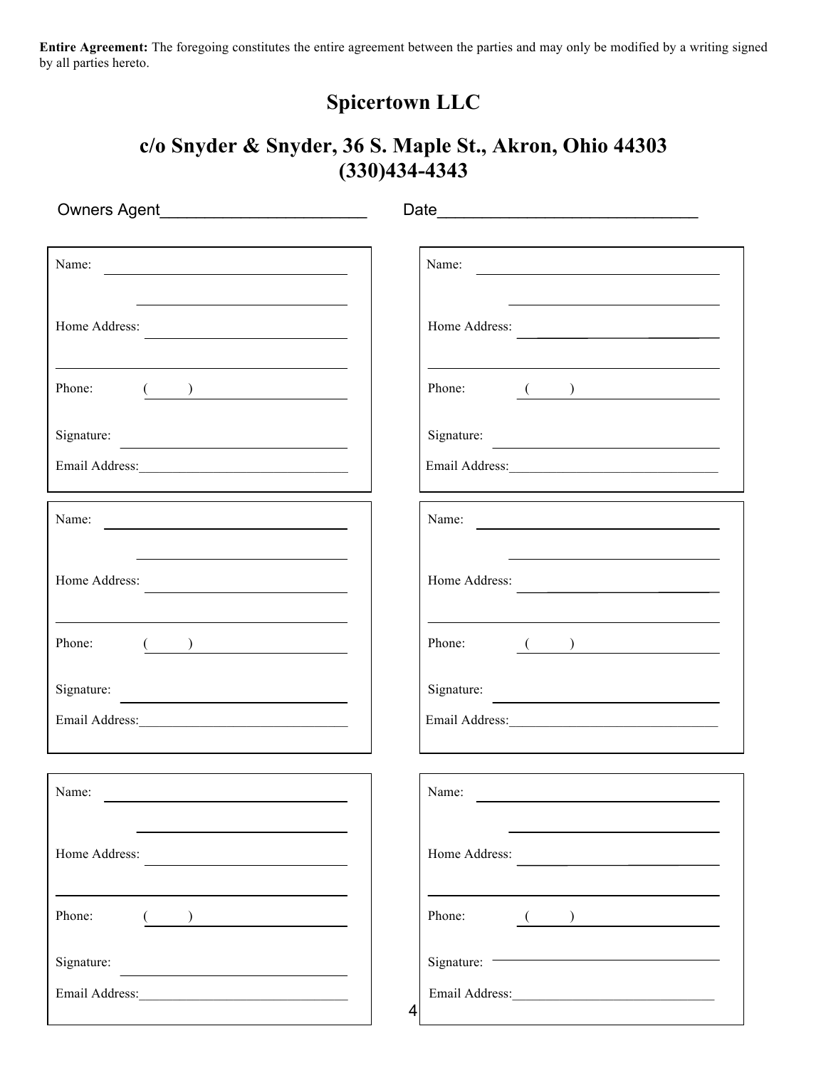**Entire Agreement:** The foregoing constitutes the entire agreement between the parties and may only be modified by a writing signed by all parties hereto.

## Spicertown LLC

## c/o Snyder & Snyder, 36 S. Maple St., Akron, Ohio 44303 (330)434-4343

Owners Agent______________________ Date____________________________

| | |
|---|---|
| Name: ______________________<br>______________________<br>Home Address: ______________________<br>______________________<br>Phone: ( ) ______________________<br>Signature: ______________________<br>Email Address:______________________ | Name: ______________________<br>______________________<br>Home Address: ______________________<br>______________________<br>Phone: ( ) ______________________<br>Signature: ______________________<br>Email Address:______________________ |
| Name: ______________________<br>______________________<br>Home Address: ______________________<br>______________________<br>Phone: ( ) ______________________<br>Signature: ______________________<br>Email Address:______________________ | Name: ______________________<br>______________________<br>Home Address: ______________________<br>______________________<br>Phone: ( ) ______________________<br>Signature: ______________________<br>Email Address:______________________ |
| Name: ______________________<br>______________________<br>Home Address: ______________________<br>______________________<br>Phone: ( ) ______________________<br>Signature: ______________________<br>Email Address:______________________ | Name: ______________________<br>______________________<br>Home Address: ______________________<br>______________________<br>Phone: ( ) ______________________<br>Signature: ______________________<br>Email Address:______________________ |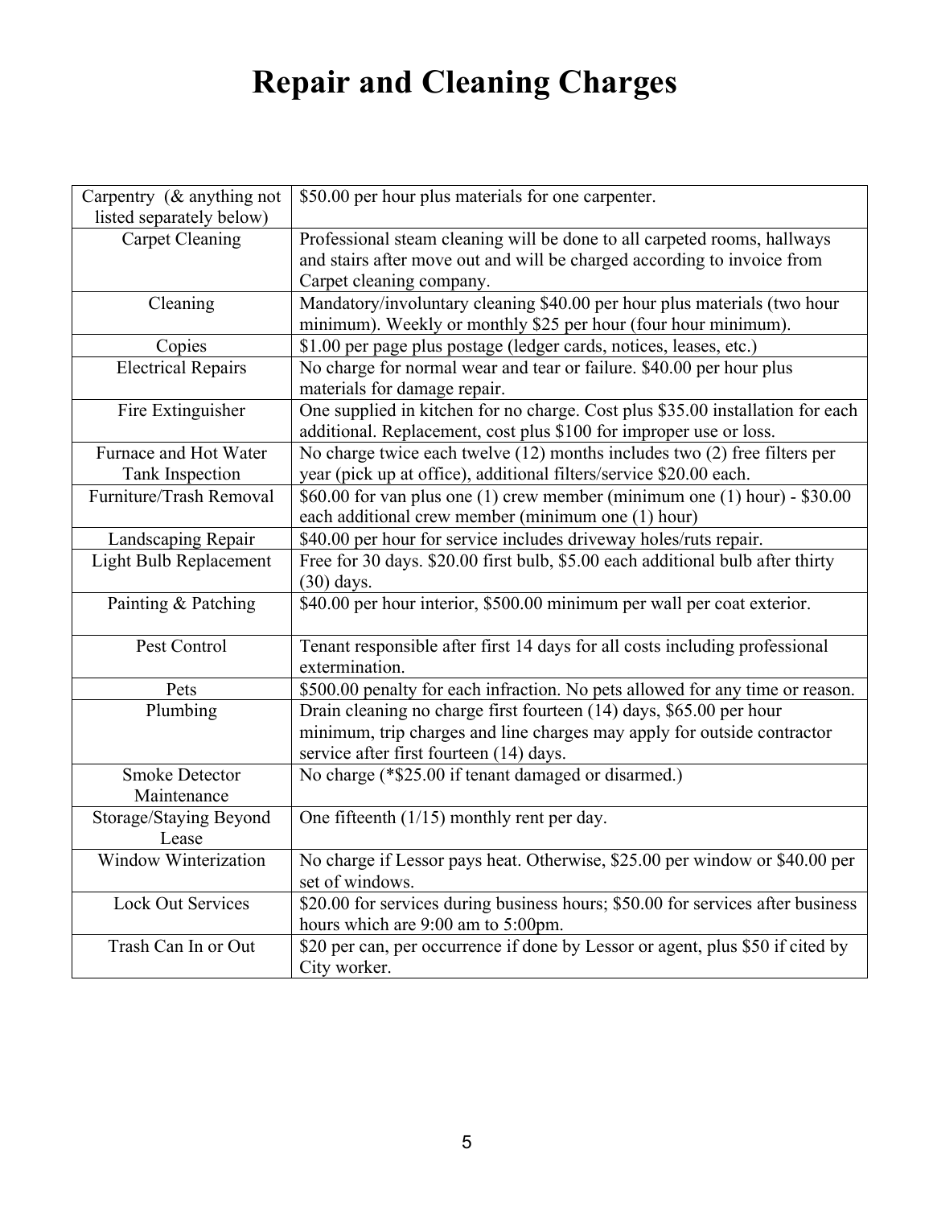# Repair and Cleaning Charges

| | |
|---|---|
| Carpentry (& anything not listed separately below) | $50.00 per hour plus materials for one carpenter. |
| Carpet Cleaning | Professional steam cleaning will be done to all carpeted rooms, hallways and stairs after move out and will be charged according to invoice from Carpet cleaning company. |
| Cleaning | Mandatory/involuntary cleaning $40.00 per hour plus materials (two hour minimum). Weekly or monthly $25 per hour (four hour minimum). |
| Copies | $1.00 per page plus postage (ledger cards, notices, leases, etc.) |
| Electrical Repairs | No charge for normal wear and tear or failure. $40.00 per hour plus materials for damage repair. |
| Fire Extinguisher | One supplied in kitchen for no charge. Cost plus $35.00 installation for each additional. Replacement, cost plus $100 for improper use or loss. |
| Furnace and Hot Water Tank Inspection | No charge twice each twelve (12) months includes two (2) free filters per year (pick up at office), additional filters/service $20.00 each. |
| Furniture/Trash Removal | $60.00 for van plus one (1) crew member (minimum one (1) hour) - $30.00 each additional crew member (minimum one (1) hour) |
| Landscaping Repair | $40.00 per hour for service includes driveway holes/ruts repair. |
| Light Bulb Replacement | Free for 30 days. $20.00 first bulb, $5.00 each additional bulb after thirty (30) days. |
| Painting & Patching | $40.00 per hour interior, $500.00 minimum per wall per coat exterior. |
| Pest Control | Tenant responsible after first 14 days for all costs including professional extermination. |
| Pets | $500.00 penalty for each infraction. No pets allowed for any time or reason. |
| Plumbing | Drain cleaning no charge first fourteen (14) days, $65.00 per hour minimum, trip charges and line charges may apply for outside contractor service after first fourteen (14) days. |
| Smoke Detector Maintenance | No charge (*$25.00 if tenant damaged or disarmed.) |
| Storage/Staying Beyond Lease | One fifteenth (1/15) monthly rent per day. |
| Window Winterization | No charge if Lessor pays heat. Otherwise, $25.00 per window or $40.00 per set of windows. |
| Lock Out Services | $20.00 for services during business hours; $50.00 for services after business hours which are 9:00 am to 5:00pm. |
| Trash Can In or Out | $20 per can, per occurrence if done by Lessor or agent, plus $50 if cited by City worker. |